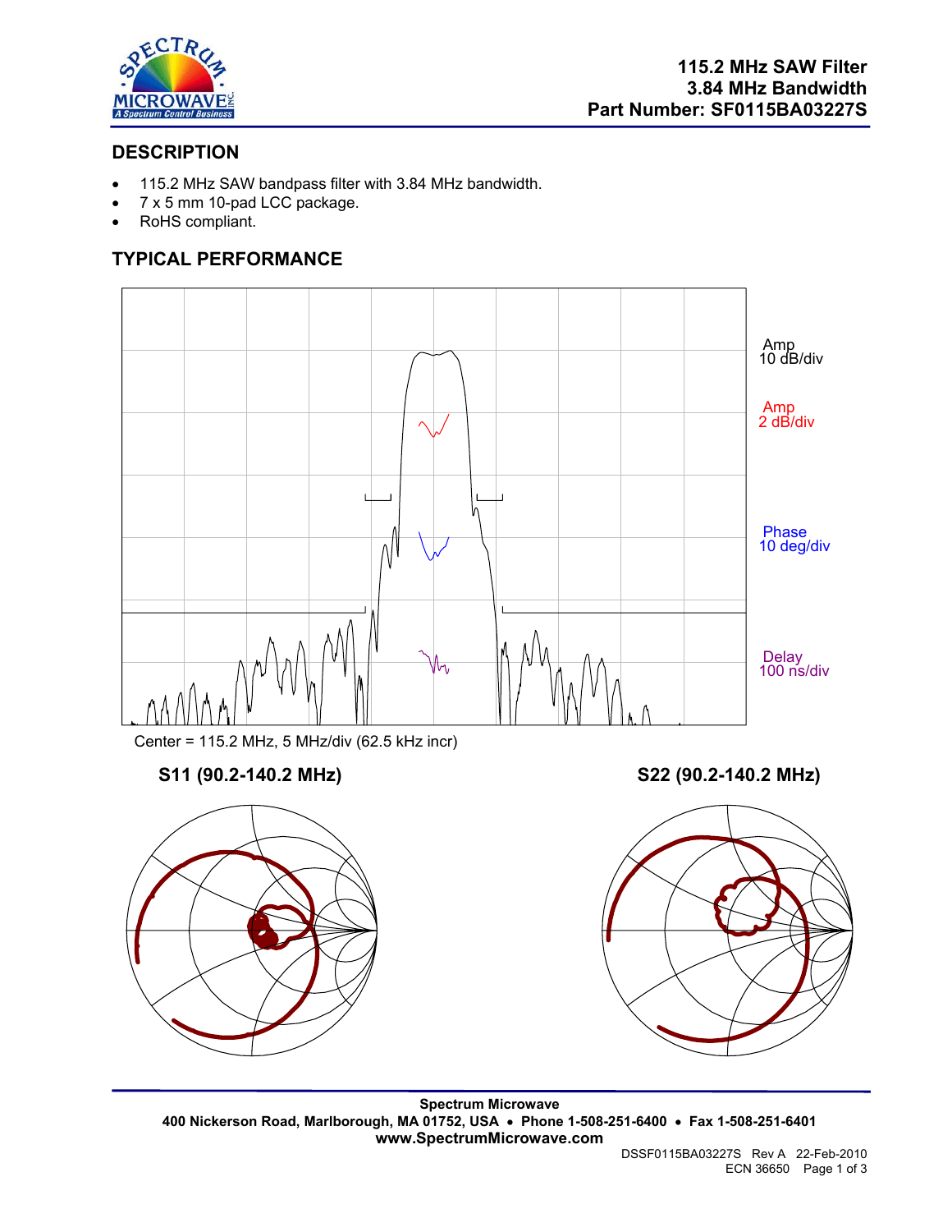# 115.2 MHz SAW Filter
# 3.84 MHz Bandwidth
# Part Number: SF0115BA03227S

## DESCRIPTION

- 115.2 MHz SAW bandpass filter with 3.84 MHz bandwidth.
- 7 x 5 mm 10-pad LCC package.
- RoHS compliant.

## TYPICAL PERFORMANCE

Amp 10 dB/div

Amp 2 dB/div

Phase 10 deg/div

Delay 100 ns/div

Center = 115.2 MHz, 5 MHz/div (62.5 kHz incr)

**S11 (90.2-140.2 MHz)**

**S22 (90.2-140.2 MHz)**

**Spectrum Microwave**
**400 Nickerson Road, Marlborough, MA 01752, USA • Phone 1-508-251-6400 • Fax 1-508-251-6401**
**www.SpectrumMicrowave.com**

DSSF0115BA03227S Rev A 22-Feb-2010
ECN 36650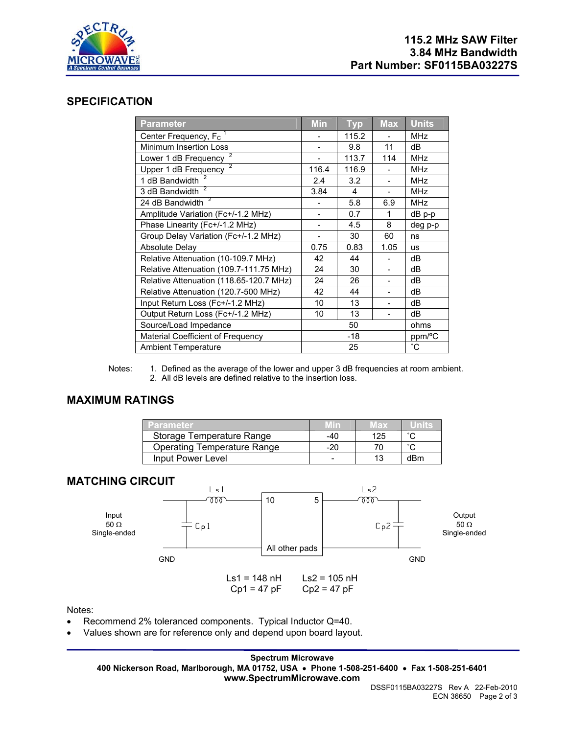# 115.2 MHz SAW Filter
# 3.84 MHz Bandwidth
# Part Number: SF0115BA03227S

## SPECIFICATION

| Parameter | Min | Typ | Max | Units |
|---|---|---|---|---|
| Center Frequency, $F_C$ [1] | - | 115.2 | - | MHz |
| Minimum Insertion Loss | - | 9.8 | 11 | dB |
| Lower 1 dB Frequency [2] | - | 113.7 | 114 | MHz |
| Upper 1 dB Frequency [2] | 116.4 | 116.9 | - | MHz |
| 1 dB Bandwidth [2] | 2.4 | 3.2 | - | MHz |
| 3 dB Bandwidth [2] | 3.84 | 4 | - | MHz |
| 24 dB Bandwidth [2] | - | 5.8 | 6.9 | MHz |
| Amplitude Variation (Fc+/-1.2 MHz) | - | 0.7 | 1 | dB p-p |
| Phase Linearity (Fc+/-1.2 MHz) | - | 4.5 | 8 | deg p-p |
| Group Delay Variation (Fc+/-1.2 MHz) | - | 30 | 60 | ns |
| Absolute Delay | 0.75 | 0.83 | 1.05 | us |
| Relative Attenuation (10-109.7 MHz) | 42 | 44 | - | dB |
| Relative Attenuation (109.7-111.75 MHz) | 24 | 30 | - | dB |
| Relative Attenuation (118.65-120.7 MHz) | 24 | 26 | - | dB |
| Relative Attenuation (120.7-500 MHz) | 42 | 44 | - | dB |
| Input Return Loss (Fc+/-1.2 MHz) | 10 | 13 | - | dB |
| Output Return Loss (Fc+/-1.2 MHz) | 10 | 13 | - | dB |
| Source/Load Impedance | | 50 | | ohms |
| Material Coefficient of Frequency | | -18 | | ppm/ºC |
| Ambient Temperature | | 25 | | ˚C |

Notes:
1. Defined as the average of the lower and upper 3 dB frequencies at room ambient.
2. All dB levels are defined relative to the insertion loss.

## MAXIMUM RATINGS

| Parameter | Min | Max | Units |
|---|---|---|---|
| Storage Temperature Range | -40 | 125 | ˚C |
| Operating Temperature Range | -20 | 70 | ˚C |
| Input Power Level | - | 13 | dBm |

## MATCHING CIRCUIT

Input 50 Ω Single-ended — Ls1 — Cp1 — [10 / 5 / All other pads] — Ls2 — Cp2 — Output 50 Ω Single-ended

GND GND

Ls1 = 148 nH  Ls2 = 105 nH

Cp1 = 47 pF  Cp2 = 47 pF

Notes:

- Recommend 2% toleranced components. Typical Inductor Q=40.
- Values shown are for reference only and depend upon board layout.

**Spectrum Microwave**
**400 Nickerson Road, Marlborough, MA 01752, USA • Phone 1-508-251-6400 • Fax 1-508-251-6401**
**www.SpectrumMicrowave.com**

DSSF0115BA03227S Rev A 22-Feb-2010
ECN 36650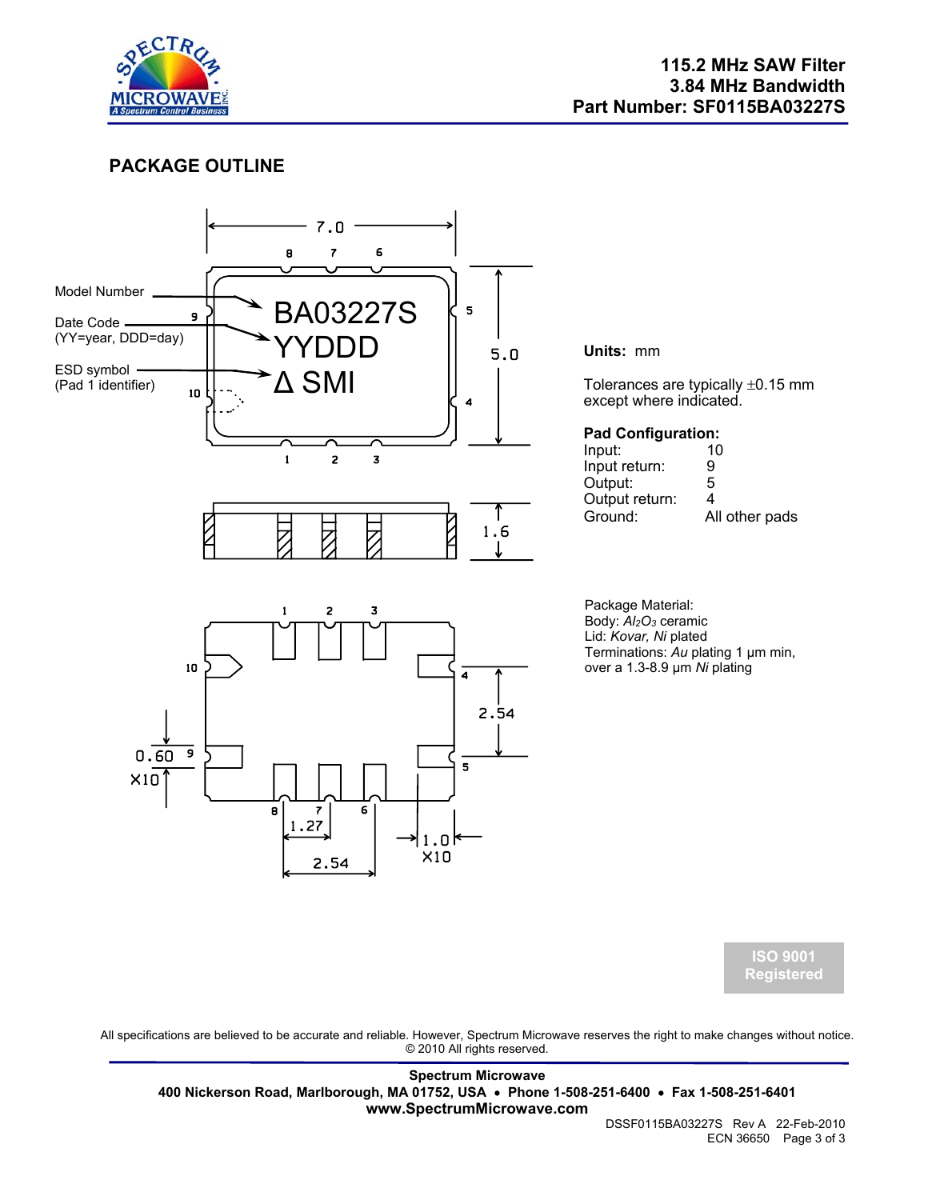115.2 MHz SAW Filter
3.84 MHz Bandwidth
Part Number: SF0115BA03227S

## PACKAGE OUTLINE

7.0

8 7 6

Model Number

Date Code
(YY=year, DDD=day)

ESD symbol
(Pad 1 identifier)

9

10

BA03227S
YYDDD
Δ SMI

5

4

5.0

1 2 3

1.6

1 2 3

10

4

2.54

0.60 9
X10

5

8 7 6

1.27

2.54

1.0
X10

**Units:** mm

Tolerances are typically ±0.15 mm except where indicated.

**Pad Configuration:**

| | |
|---|---|
| Input: | 10 |
| Input return: | 9 |
| Output: | 5 |
| Output return: | 4 |
| Ground: | All other pads |

Package Material:
Body: $Al_2O_3$ ceramic
Lid: *Kovar, Ni* plated
Terminations: *Au* plating 1 µm min, over a 1.3-8.9 µm *Ni* plating

ISO 9001
Registered

All specifications are believed to be accurate and reliable. However, Spectrum Microwave reserves the right to make changes without notice.
© 2010 All rights reserved.

**Spectrum Microwave**
**400 Nickerson Road, Marlborough, MA 01752, USA • Phone 1-508-251-6400 • Fax 1-508-251-6401**
**www.SpectrumMicrowave.com**

DSSF0115BA03227S Rev A 22-Feb-2010
ECN 36650